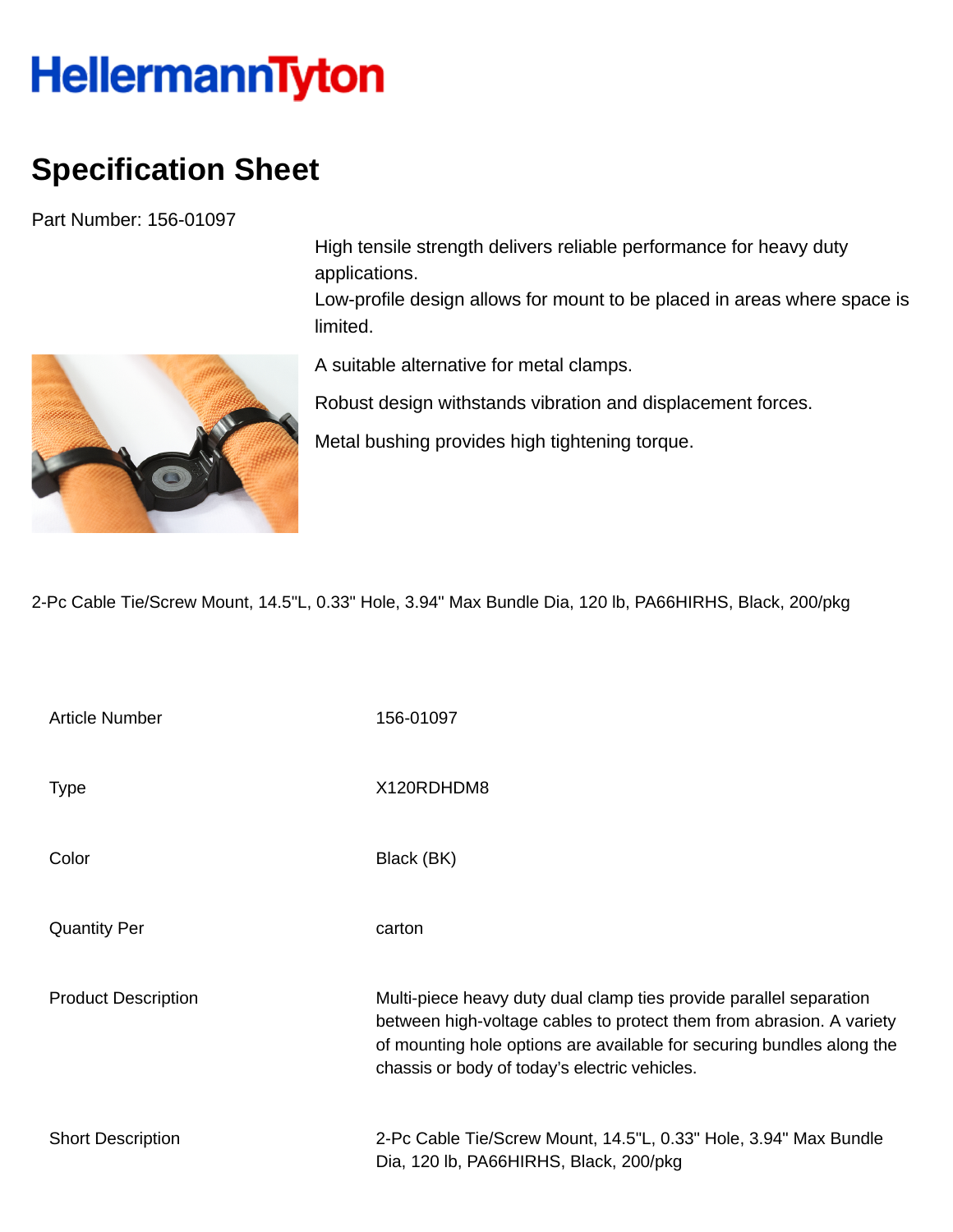# HellermannTyton

## Specification Sheet

Part Number: 156-01097

High tensile strength delivers reliable performance for heavy duty applications.
Low-profile design allows for mount to be placed in areas where space is limited.

A suitable alternative for metal clamps.

Robust design withstands vibration and displacement forces.

Metal bushing provides high tightening torque.

2-Pc Cable Tie/Screw Mount, 14.5"L, 0.33" Hole, 3.94" Max Bundle Dia, 120 lb, PA66HIRHS, Black, 200/pkg

| | |
|---|---|
| Article Number | 156-01097 |
| Type | X120RDHDM8 |
| Color | Black (BK) |
| Quantity Per | carton |
| Product Description | Multi-piece heavy duty dual clamp ties provide parallel separation between high-voltage cables to protect them from abrasion. A variety of mounting hole options are available for securing bundles along the chassis or body of today's electric vehicles. |
| Short Description | 2-Pc Cable Tie/Screw Mount, 14.5"L, 0.33" Hole, 3.94" Max Bundle Dia, 120 lb, PA66HIRHS, Black, 200/pkg |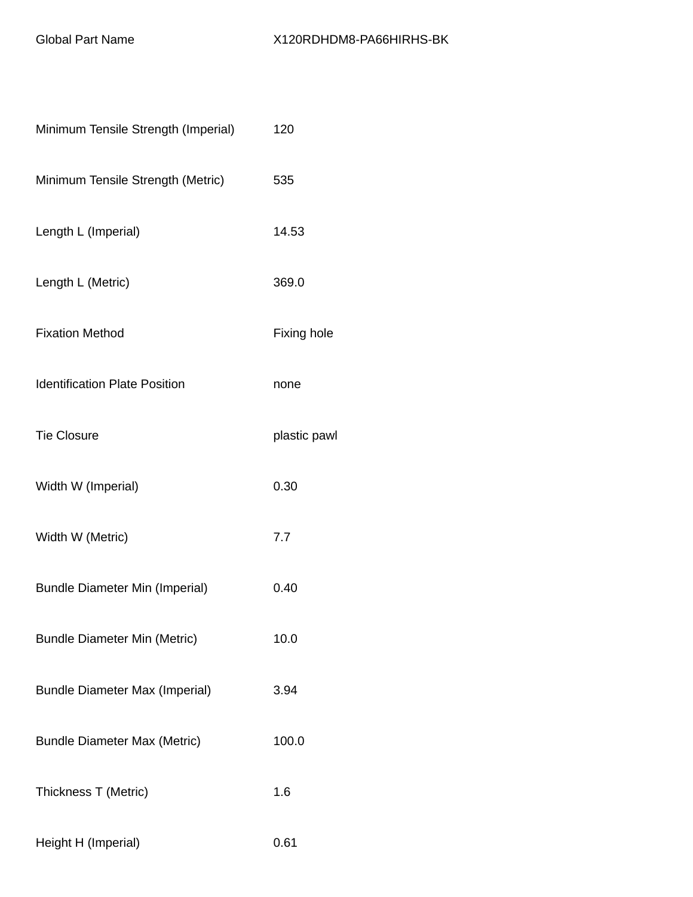| Global Part Name | X120RDHDM8-PA66HIRHS-BK |
| --- | --- |
| Minimum Tensile Strength (Imperial) | 120 |
| Minimum Tensile Strength (Metric) | 535 |
| Length L (Imperial) | 14.53 |
| Length L (Metric) | 369.0 |
| Fixation Method | Fixing hole |
| Identification Plate Position | none |
| Tie Closure | plastic pawl |
| Width W (Imperial) | 0.30 |
| Width W (Metric) | 7.7 |
| Bundle Diameter Min (Imperial) | 0.40 |
| Bundle Diameter Min (Metric) | 10.0 |
| Bundle Diameter Max (Imperial) | 3.94 |
| Bundle Diameter Max (Metric) | 100.0 |
| Thickness T (Metric) | 1.6 |
| Height H (Imperial) | 0.61 |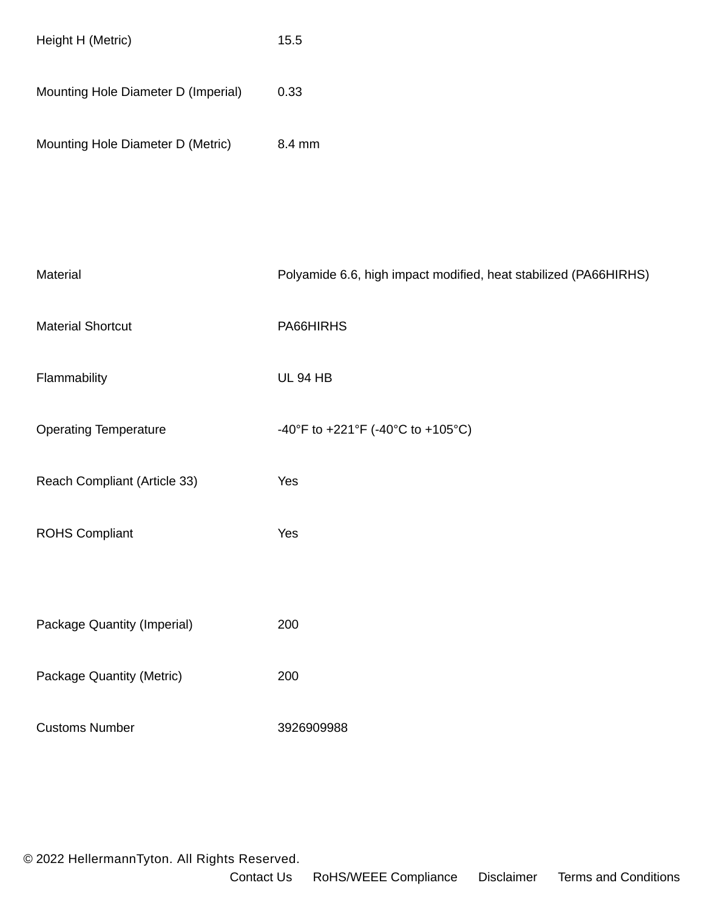| | |
|---|---|
| Height H (Metric) | 15.5 |
| Mounting Hole Diameter D (Imperial) | 0.33 |
| Mounting Hole Diameter D (Metric) | 8.4 mm |

| | |
|---|---|
| Material | Polyamide 6.6, high impact modified, heat stabilized (PA66HIRHS) |
| Material Shortcut | PA66HIRHS |
| Flammability | UL 94 HB |
| Operating Temperature | -40°F to +221°F (-40°C to +105°C) |
| Reach Compliant (Article 33) | Yes |
| ROHS Compliant | Yes |

| | |
|---|---|
| Package Quantity (Imperial) | 200 |
| Package Quantity (Metric) | 200 |
| Customs Number | 3926909988 |

© 2022 HellermannTyton. All Rights Reserved.

Contact Us RoHS/WEEE Compliance Disclaimer Terms and Conditions